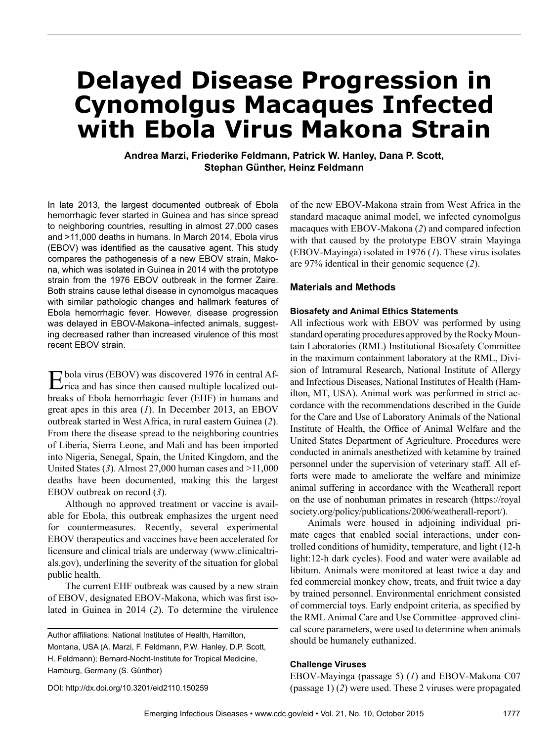# Delayed Disease Progression in Cynomolgus Macaques Infected with Ebola Virus Makona Strain

**Andrea Marzi, Friederike Feldmann, Patrick W. Hanley, Dana P. Scott, Stephan Günther, Heinz Feldmann**

In late 2013, the largest documented outbreak of Ebola hemorrhagic fever started in Guinea and has since spread to neighboring countries, resulting in almost 27,000 cases and >11,000 deaths in humans. In March 2014, Ebola virus (EBOV) was identified as the causative agent. This study compares the pathogenesis of a new EBOV strain, Makona, which was isolated in Guinea in 2014 with the prototype strain from the 1976 EBOV outbreak in the former Zaire. Both strains cause lethal disease in cynomolgus macaques with similar pathologic changes and hallmark features of Ebola hemorrhagic fever. However, disease progression was delayed in EBOV-Makona–infected animals, suggesting decreased rather than increased virulence of this most recent EBOV strain.

Ebola virus (EBOV) was discovered 1976 in central Africa and has since then caused multiple localized outbreaks of Ebola hemorrhagic fever (EHF) in humans and great apes in this area (*1*). In December 2013, an EBOV outbreak started in West Africa, in rural eastern Guinea (*2*). From there the disease spread to the neighboring countries of Liberia, Sierra Leone, and Mali and has been imported into Nigeria, Senegal, Spain, the United Kingdom, and the United States (*3*). Almost 27,000 human cases and >11,000 deaths have been documented, making this the largest EBOV outbreak on record (*3*).

Although no approved treatment or vaccine is available for Ebola, this outbreak emphasizes the urgent need for countermeasures. Recently, several experimental EBOV therapeutics and vaccines have been accelerated for licensure and clinical trials are underway (www.clinicaltrials.gov), underlining the severity of the situation for global public health.

The current EHF outbreak was caused by a new strain of EBOV, designated EBOV-Makona, which was first isolated in Guinea in 2014 (*2*). To determine the virulence of the new EBOV-Makona strain from West Africa in the standard macaque animal model, we infected cynomolgus macaques with EBOV-Makona (*2*) and compared infection with that caused by the prototype EBOV strain Mayinga (EBOV-Mayinga) isolated in 1976 (*1*). These virus isolates are 97% identical in their genomic sequence (*2*).

Author affiliations: National Institutes of Health, Hamilton, Montana, USA (A. Marzi, F. Feldmann, P.W. Hanley, D.P. Scott, H. Feldmann); Bernard-Nocht-Institute for Tropical Medicine, Hamburg, Germany (S. Günther)

DOI: http://dx.doi.org/10.3201/eid2110.150259

## Materials and Methods

### Biosafety and Animal Ethics Statements

All infectious work with EBOV was performed by using standard operating procedures approved by the Rocky Mountain Laboratories (RML) Institutional Biosafety Committee in the maximum containment laboratory at the RML, Division of Intramural Research, National Institute of Allergy and Infectious Diseases, National Institutes of Health (Hamilton, MT, USA). Animal work was performed in strict accordance with the recommendations described in the Guide for the Care and Use of Laboratory Animals of the National Institute of Health, the Office of Animal Welfare and the United States Department of Agriculture. Procedures were conducted in animals anesthetized with ketamine by trained personnel under the supervision of veterinary staff. All efforts were made to ameliorate the welfare and minimize animal suffering in accordance with the Weatherall report on the use of nonhuman primates in research (https://royalsociety.org/policy/publications/2006/weatherall-report/).

Animals were housed in adjoining individual primate cages that enabled social interactions, under controlled conditions of humidity, temperature, and light (12-h light:12-h dark cycles). Food and water were available ad libitum. Animals were monitored at least twice a day and fed commercial monkey chow, treats, and fruit twice a day by trained personnel. Environmental enrichment consisted of commercial toys. Early endpoint criteria, as specified by the RML Animal Care and Use Committee–approved clinical score parameters, were used to determine when animals should be humanely euthanized.

### Challenge Viruses

EBOV-Mayinga (passage 5) (*1*) and EBOV-Makona C07 (passage 1) (*2*) were used. These 2 viruses were propagated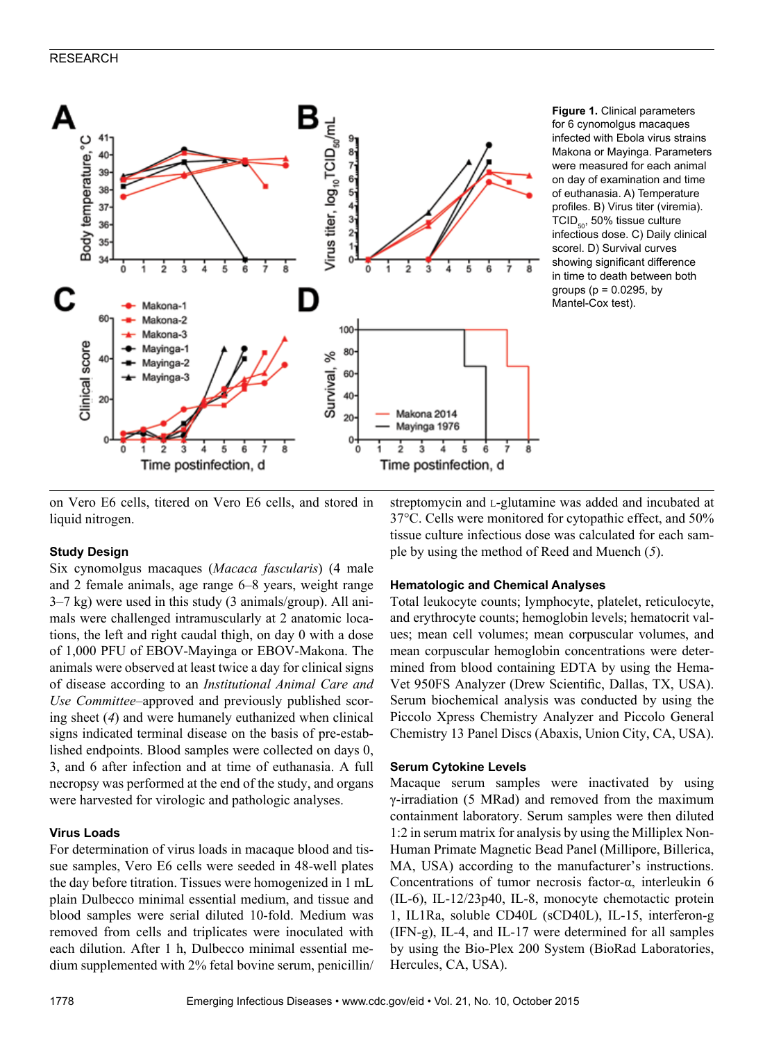**Figure 1.** Clinical parameters for 6 cynomolgus macaques infected with Ebola virus strains Makona or Mayinga. Parameters were measured for each animal on day of examination and time of euthanasia. A) Temperature profiles. B) Virus titer (viremia). $TCID_{50}$, 50% tissue culture infectious dose. C) Daily clinical scorel. D) Survival curves showing significant difference in time to death between both groups (p = 0.0295, by Mantel-Cox test).

on Vero E6 cells, titered on Vero E6 cells, and stored in liquid nitrogen.

### Study Design

Six cynomolgus macaques (*Macaca fascularis*) (4 male and 2 female animals, age range 6–8 years, weight range 3–7 kg) were used in this study (3 animals/group). All animals were challenged intramuscularly at 2 anatomic locations, the left and right caudal thigh, on day 0 with a dose of 1,000 PFU of EBOV-Mayinga or EBOV-Makona. The animals were observed at least twice a day for clinical signs of disease according to an *Institutional Animal Care and Use Committee*–approved and previously published scoring sheet (*4*) and were humanely euthanized when clinical signs indicated terminal disease on the basis of pre-established endpoints. Blood samples were collected on days 0, 3, and 6 after infection and at time of euthanasia. A full necropsy was performed at the end of the study, and organs were harvested for virologic and pathologic analyses.

### Virus Loads

For determination of virus loads in macaque blood and tissue samples, Vero E6 cells were seeded in 48-well plates the day before titration. Tissues were homogenized in 1 mL plain Dulbecco minimal essential medium, and tissue and blood samples were serial diluted 10-fold. Medium was removed from cells and triplicates were inoculated with each dilution. After 1 h, Dulbecco minimal essential medium supplemented with 2% fetal bovine serum, penicillin/streptomycin and L-glutamine was added and incubated at 37°C. Cells were monitored for cytopathic effect, and 50% tissue culture infectious dose was calculated for each sample by using the method of Reed and Muench (*5*).

### Hematologic and Chemical Analyses

Total leukocyte counts; lymphocyte, platelet, reticulocyte, and erythrocyte counts; hemoglobin levels; hematocrit values; mean cell volumes; mean corpuscular volumes, and mean corpuscular hemoglobin concentrations were determined from blood containing EDTA by using the HemaVet 950FS Analyzer (Drew Scientific, Dallas, TX, USA). Serum biochemical analysis was conducted by using the Piccolo Xpress Chemistry Analyzer and Piccolo General Chemistry 13 Panel Discs (Abaxis, Union City, CA, USA).

### Serum Cytokine Levels

Macaque serum samples were inactivated by using γ-irradiation (5 MRad) and removed from the maximum containment laboratory. Serum samples were then diluted 1:2 in serum matrix for analysis by using the Milliplex Non-Human Primate Magnetic Bead Panel (Millipore, Billerica, MA, USA) according to the manufacturer's instructions. Concentrations of tumor necrosis factor-α, interleukin 6 (IL-6), IL-12/23p40, IL-8, monocyte chemotactic protein 1, IL1Ra, soluble CD40L (sCD40L), IL-15, interferon-g (IFN-g), IL-4, and IL-17 were determined for all samples by using the Bio-Plex 200 System (BioRad Laboratories, Hercules, CA, USA).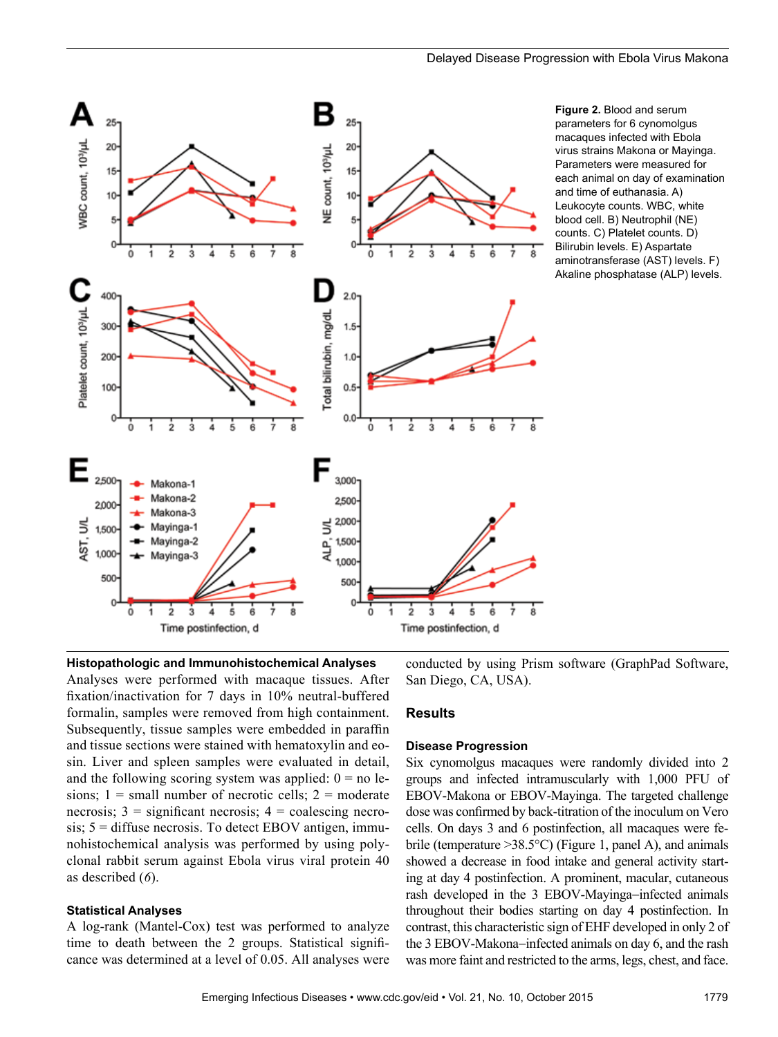Figure 2. Blood and serum parameters for 6 cynomolgus macaques infected with Ebola virus strains Makona or Mayinga. Parameters were measured for each animal on day of examination and time of euthanasia. A) Leukocyte counts. WBC, white blood cell. B) Neutrophil (NE) counts. C) Platelet counts. D) Bilirubin levels. E) Aspartate aminotransferase (AST) levels. F) Akaline phosphatase (ALP) levels.

### Histopathologic and Immunohistochemical Analyses

Analyses were performed with macaque tissues. After fixation/inactivation for 7 days in 10% neutral-buffered formalin, samples were removed from high containment. Subsequently, tissue samples were embedded in paraffin and tissue sections were stained with hematoxylin and eosin. Liver and spleen samples were evaluated in detail, and the following scoring system was applied: 0 = no lesions; 1 = small number of necrotic cells; 2 = moderate necrosis; 3 = significant necrosis; 4 = coalescing necrosis; 5 = diffuse necrosis. To detect EBOV antigen, immunohistochemical analysis was performed by using polyclonal rabbit serum against Ebola virus viral protein 40 as described (*6*).

### Statistical Analyses

A log-rank (Mantel-Cox) test was performed to analyze time to death between the 2 groups. Statistical significance was determined at a level of 0.05. All analyses were conducted by using Prism software (GraphPad Software, San Diego, CA, USA).

## Results

### Disease Progression

Six cynomolgus macaques were randomly divided into 2 groups and infected intramuscularly with 1,000 PFU of EBOV-Makona or EBOV-Mayinga. The targeted challenge dose was confirmed by back-titration of the inoculum on Vero cells. On days 3 and 6 postinfection, all macaques were febrile (temperature >38.5°C) (Figure 1, panel A), and animals showed a decrease in food intake and general activity starting at day 4 postinfection. A prominent, macular, cutaneous rash developed in the 3 EBOV-Mayinga–infected animals throughout their bodies starting on day 4 postinfection. In contrast, this characteristic sign of EHF developed in only 2 of the 3 EBOV-Makona–infected animals on day 6, and the rash was more faint and restricted to the arms, legs, chest, and face.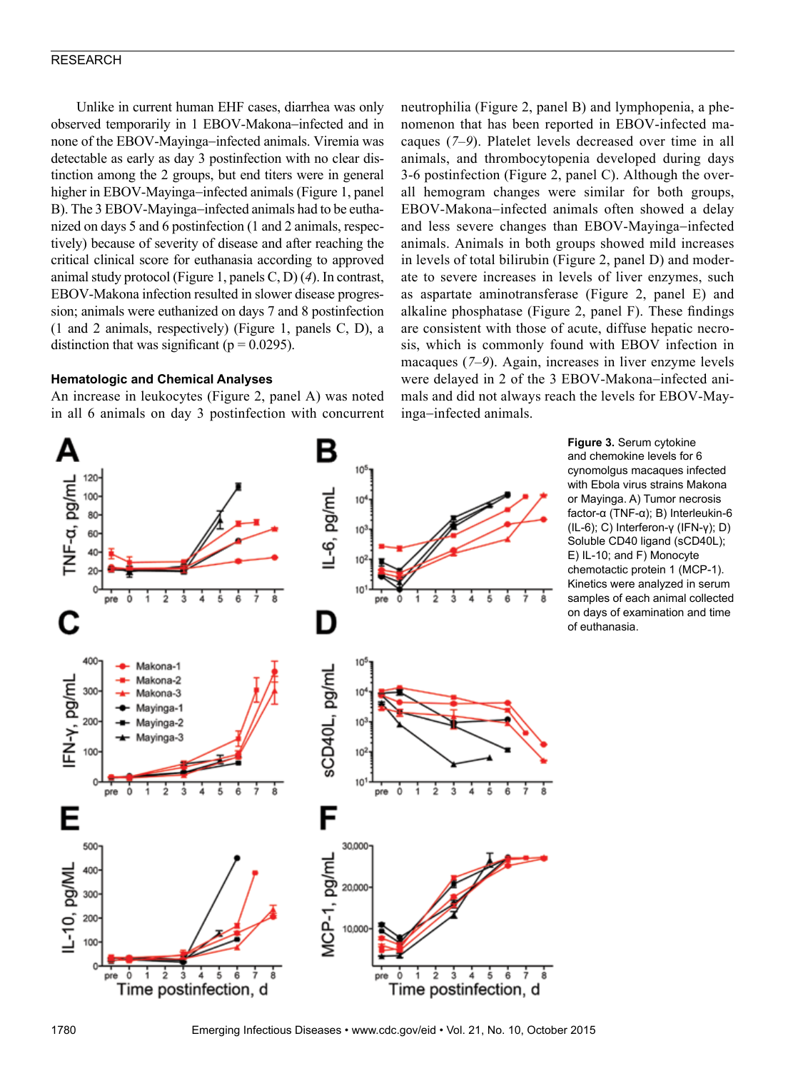Unlike in current human EHF cases, diarrhea was only observed temporarily in 1 EBOV-Makona–infected and in none of the EBOV-Mayinga–infected animals. Viremia was detectable as early as day 3 postinfection with no clear distinction among the 2 groups, but end titers were in general higher in EBOV-Mayinga–infected animals (Figure 1, panel B). The 3 EBOV-Mayinga–infected animals had to be euthanized on days 5 and 6 postinfection (1 and 2 animals, respectively) because of severity of disease and after reaching the critical clinical score for euthanasia according to approved animal study protocol (Figure 1, panels C, D) (*4*). In contrast, EBOV-Makona infection resulted in slower disease progression; animals were euthanized on days 7 and 8 postinfection (1 and 2 animals, respectively) (Figure 1, panels C, D), a distinction that was significant ($p = 0.0295$).

### Hematologic and Chemical Analyses

An increase in leukocytes (Figure 2, panel A) was noted in all 6 animals on day 3 postinfection with concurrent neutrophilia (Figure 2, panel B) and lymphopenia, a phenomenon that has been reported in EBOV-infected macaques (*7–9*). Platelet levels decreased over time in all animals, and thrombocytopenia developed during days 3-6 postinfection (Figure 2, panel C). Although the overall hemogram changes were similar for both groups, EBOV-Makona–infected animals often showed a delay and less severe changes than EBOV-Mayinga–infected animals. Animals in both groups showed mild increases in levels of total bilirubin (Figure 2, panel D) and moderate to severe increases in levels of liver enzymes, such as aspartate aminotransferase (Figure 2, panel E) and alkaline phosphatase (Figure 2, panel F). These findings are consistent with those of acute, diffuse hepatic necrosis, which is commonly found with EBOV infection in macaques (*7–9*). Again, increases in liver enzyme levels were delayed in 2 of the 3 EBOV-Makona–infected animals and did not always reach the levels for EBOV-Mayinga–infected animals.

**Figure 3.** Serum cytokine and chemokine levels for 6 cynomolgus macaques infected with Ebola virus strains Makona or Mayinga. A) Tumor necrosis factor-α (TNF-α); B) Interleukin-6 (IL-6); C) Interferon-γ (IFN-γ); D) Soluble CD40 ligand (sCD40L); E) IL-10; and F) Monocyte chemotactic protein 1 (MCP-1). Kinetics were analyzed in serum samples of each animal collected on days of examination and time of euthanasia.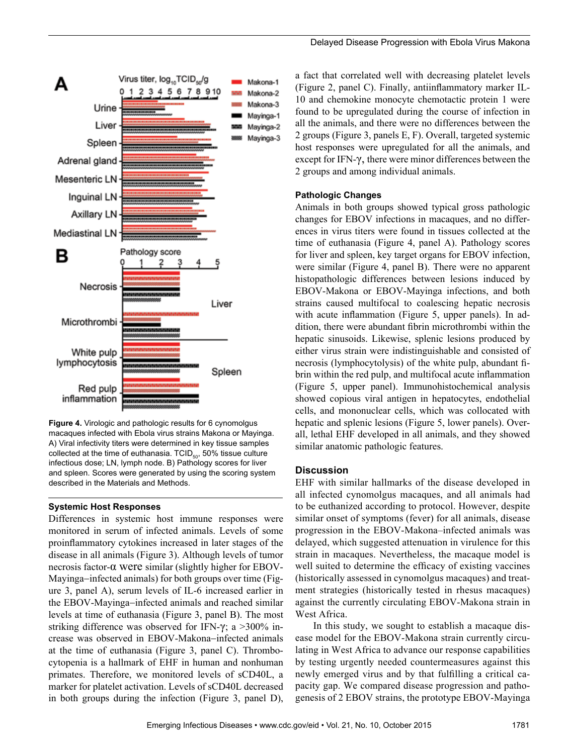Figure 4. Virologic and pathologic results for 6 cynomolgus macaques infected with Ebola virus strains Makona or Mayinga. A) Viral infectivity titers were determined in key tissue samples collected at the time of euthanasia. $TCID_{50}$, 50% tissue culture infectious dose; LN, lymph node. B) Pathology scores for liver and spleen. Scores were generated by using the scoring system described in the Materials and Methods.

### Systemic Host Responses

Differences in systemic host immune responses were monitored in serum of infected animals. Levels of some proinflammatory cytokines increased in later stages of the disease in all animals (Figure 3). Although levels of tumor necrosis factor-α were similar (slightly higher for EBOV-Mayinga–infected animals) for both groups over time (Figure 3, panel A), serum levels of IL-6 increased earlier in the EBOV-Mayinga–infected animals and reached similar levels at time of euthanasia (Figure 3, panel B). The most striking difference was observed for IFN-γ; a >300% increase was observed in EBOV-Makona–infected animals at the time of euthanasia (Figure 3, panel C). Thrombocytopenia is a hallmark of EHF in human and nonhuman primates. Therefore, we monitored levels of sCD40L, a marker for platelet activation. Levels of sCD40L decreased in both groups during the infection (Figure 3, panel D), a fact that correlated well with decreasing platelet levels (Figure 2, panel C). Finally, antiinflammatory marker IL-10 and chemokine monocyte chemotactic protein 1 were found to be upregulated during the course of infection in all the animals, and there were no differences between the 2 groups (Figure 3, panels E, F). Overall, targeted systemic host responses were upregulated for all the animals, and except for IFN-γ, there were minor differences between the 2 groups and among individual animals.

### Pathologic Changes

Animals in both groups showed typical gross pathologic changes for EBOV infections in macaques, and no differences in virus titers were found in tissues collected at the time of euthanasia (Figure 4, panel A). Pathology scores for liver and spleen, key target organs for EBOV infection, were similar (Figure 4, panel B). There were no apparent histopathologic differences between lesions induced by EBOV-Makona or EBOV-Mayinga infections, and both strains caused multifocal to coalescing hepatic necrosis with acute inflammation (Figure 5, upper panels). In addition, there were abundant fibrin microthrombi within the hepatic sinusoids. Likewise, splenic lesions produced by either virus strain were indistinguishable and consisted of necrosis (lymphocytolysis) of the white pulp, abundant fibrin within the red pulp, and multifocal acute inflammation (Figure 5, upper panel). Immunohistochemical analysis showed copious viral antigen in hepatocytes, endothelial cells, and mononuclear cells, which was collocated with hepatic and splenic lesions (Figure 5, lower panels). Overall, lethal EHF developed in all animals, and they showed similar anatomic pathologic features.

## Discussion

EHF with similar hallmarks of the disease developed in all infected cynomolgus macaques, and all animals had to be euthanized according to protocol. However, despite similar onset of symptoms (fever) for all animals, disease progression in the EBOV-Makona–infected animals was delayed, which suggested attenuation in virulence for this strain in macaques. Nevertheless, the macaque model is well suited to determine the efficacy of existing vaccines (historically assessed in cynomolgus macaques) and treatment strategies (historically tested in rhesus macaques) against the currently circulating EBOV-Makona strain in West Africa.

In this study, we sought to establish a macaque disease model for the EBOV-Makona strain currently circulating in West Africa to advance our response capabilities by testing urgently needed countermeasures against this newly emerged virus and by that fulfilling a critical capacity gap. We compared disease progression and pathogenesis of 2 EBOV strains, the prototype EBOV-Mayinga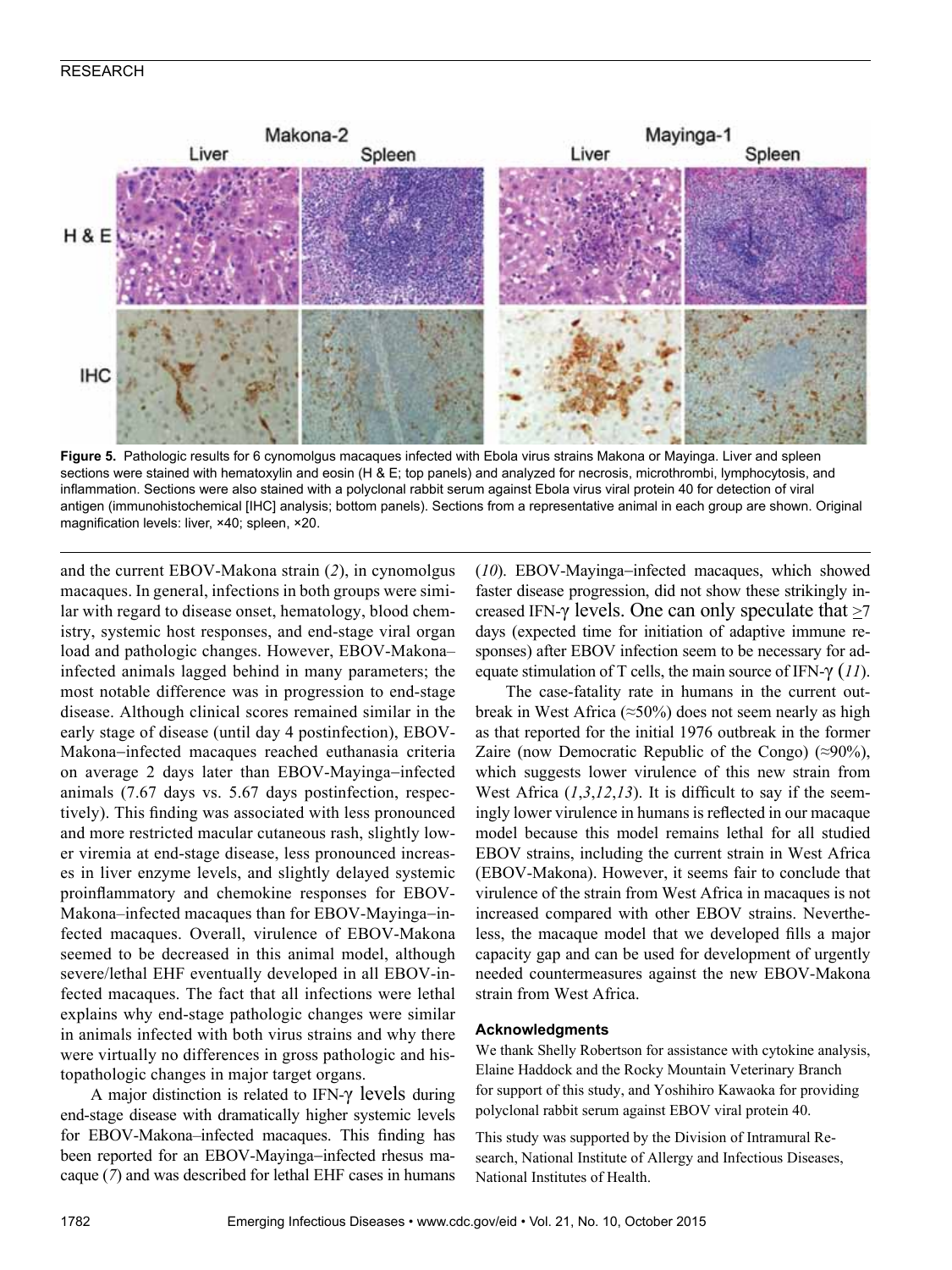Figure 5. Pathologic results for 6 cynomolgus macaques infected with Ebola virus strains Makona or Mayinga. Liver and spleen sections were stained with hematoxylin and eosin (H & E; top panels) and analyzed for necrosis, microthrombi, lymphocytosis, and inflammation. Sections were also stained with a polyclonal rabbit serum against Ebola virus viral protein 40 for detection of viral antigen (immunohistochemical [IHC] analysis; bottom panels). Sections from a representative animal in each group are shown. Original magnification levels: liver, ×40; spleen, ×20.

and the current EBOV-Makona strain (*2*), in cynomolgus macaques. In general, infections in both groups were similar with regard to disease onset, hematology, blood chemistry, systemic host responses, and end-stage viral organ load and pathologic changes. However, EBOV-Makona–infected animals lagged behind in many parameters; the most notable difference was in progression to end-stage disease. Although clinical scores remained similar in the early stage of disease (until day 4 postinfection), EBOV-Makona–infected macaques reached euthanasia criteria on average 2 days later than EBOV-Mayinga–infected animals (7.67 days vs. 5.67 days postinfection, respectively). This finding was associated with less pronounced and more restricted macular cutaneous rash, slightly lower viremia at end-stage disease, less pronounced increases in liver enzyme levels, and slightly delayed systemic proinflammatory and chemokine responses for EBOV-Makona–infected macaques than for EBOV-Mayinga–infected macaques. Overall, virulence of EBOV-Makona seemed to be decreased in this animal model, although severe/lethal EHF eventually developed in all EBOV-infected macaques. The fact that all infections were lethal explains why end-stage pathologic changes were similar in animals infected with both virus strains and why there were virtually no differences in gross pathologic and histopathologic changes in major target organs.

A major distinction is related to IFN-γ levels during end-stage disease with dramatically higher systemic levels for EBOV-Makona–infected macaques. This finding has been reported for an EBOV-Mayinga–infected rhesus macaque (*7*) and was described for lethal EHF cases in humans (*10*). EBOV-Mayinga–infected macaques, which showed faster disease progression, did not show these strikingly increased IFN-γ levels. One can only speculate that ≥7 days (expected time for initiation of adaptive immune responses) after EBOV infection seem to be necessary for adequate stimulation of T cells, the main source of IFN-γ (*11*).

The case-fatality rate in humans in the current outbreak in West Africa (≈50%) does not seem nearly as high as that reported for the initial 1976 outbreak in the former Zaire (now Democratic Republic of the Congo) (≈90%), which suggests lower virulence of this new strain from West Africa (*1*,*3*,*12*,*13*). It is difficult to say if the seemingly lower virulence in humans is reflected in our macaque model because this model remains lethal for all studied EBOV strains, including the current strain in West Africa (EBOV-Makona). However, it seems fair to conclude that virulence of the strain from West Africa in macaques is not increased compared with other EBOV strains. Nevertheless, the macaque model that we developed fills a major capacity gap and can be used for development of urgently needed countermeasures against the new EBOV-Makona strain from West Africa.

#### Acknowledgments

We thank Shelly Robertson for assistance with cytokine analysis, Elaine Haddock and the Rocky Mountain Veterinary Branch for support of this study, and Yoshihiro Kawaoka for providing polyclonal rabbit serum against EBOV viral protein 40.

This study was supported by the Division of Intramural Research, National Institute of Allergy and Infectious Diseases, National Institutes of Health.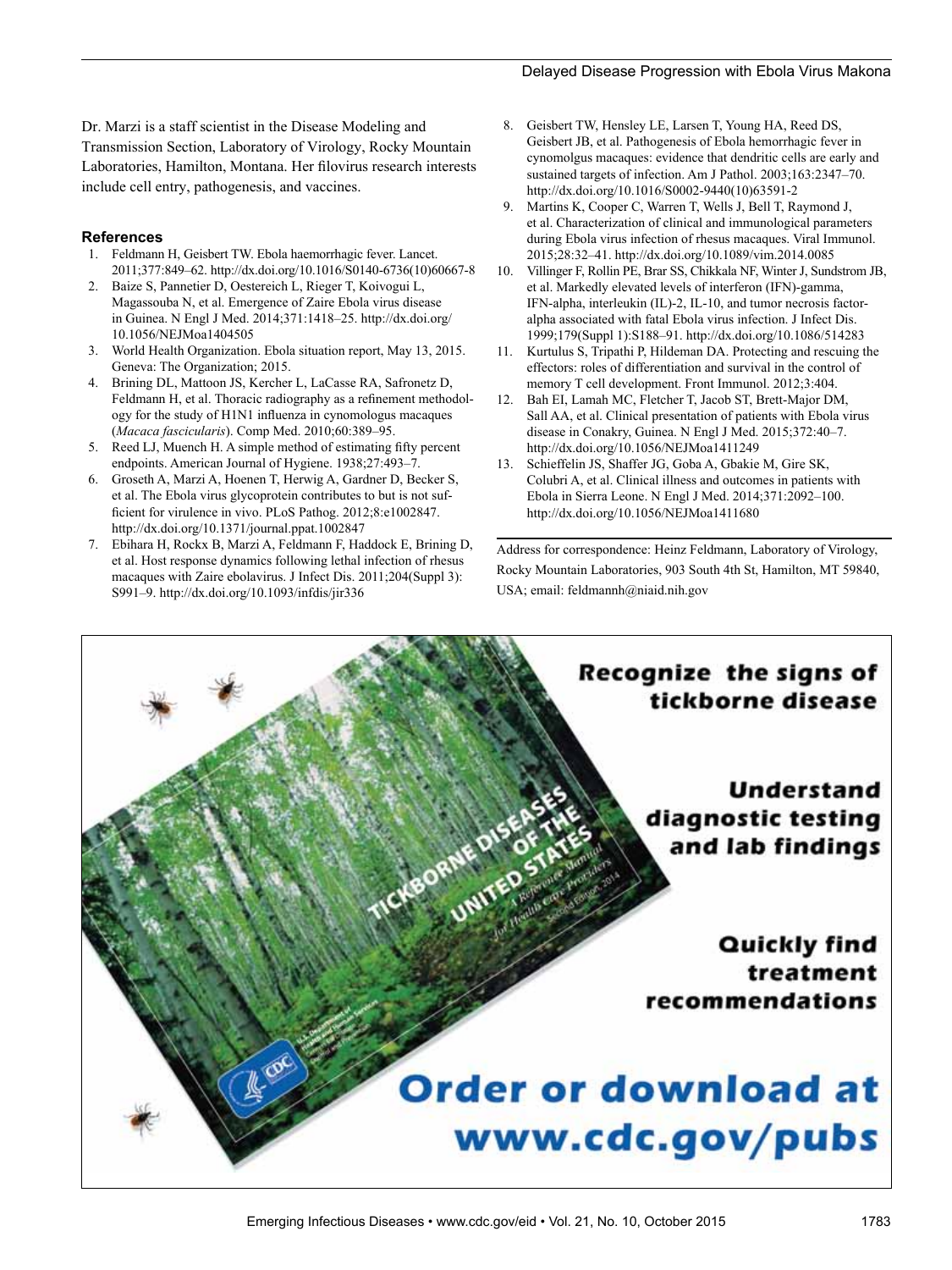Dr. Marzi is a staff scientist in the Disease Modeling and Transmission Section, Laboratory of Virology, Rocky Mountain Laboratories, Hamilton, Montana. Her filovirus research interests include cell entry, pathogenesis, and vaccines.

## References

1. Feldmann H, Geisbert TW. Ebola haemorrhagic fever. Lancet. 2011;377:849–62. http://dx.doi.org/10.1016/S0140-6736(10)60667-8
2. Baize S, Pannetier D, Oestereich L, Rieger T, Koivogui L, Magassouba N, et al. Emergence of Zaire Ebola virus disease in Guinea. N Engl J Med. 2014;371:1418–25. http://dx.doi.org/10.1056/NEJMoa1404505
3. World Health Organization. Ebola situation report, May 13, 2015. Geneva: The Organization; 2015.
4. Brining DL, Mattoon JS, Kercher L, LaCasse RA, Safronetz D, Feldmann H, et al. Thoracic radiography as a refinement methodology for the study of H1N1 influenza in cynomologus macaques (*Macaca fascicularis*). Comp Med. 2010;60:389–95.
5. Reed LJ, Muench H. A simple method of estimating fifty percent endpoints. American Journal of Hygiene. 1938;27:493–7.
6. Groseth A, Marzi A, Hoenen T, Herwig A, Gardner D, Becker S, et al. The Ebola virus glycoprotein contributes to but is not sufficient for virulence in vivo. PLoS Pathog. 2012;8:e1002847. http://dx.doi.org/10.1371/journal.ppat.1002847
7. Ebihara H, Rockx B, Marzi A, Feldmann F, Haddock E, Brining D, et al. Host response dynamics following lethal infection of rhesus macaques with Zaire ebolavirus. J Infect Dis. 2011;204(Suppl 3):S991–9. http://dx.doi.org/10.1093/infdis/jir336
8. Geisbert TW, Hensley LE, Larsen T, Young HA, Reed DS, Geisbert JB, et al. Pathogenesis of Ebola hemorrhagic fever in cynomolgus macaques: evidence that dendritic cells are early and sustained targets of infection. Am J Pathol. 2003;163:2347–70. http://dx.doi.org/10.1016/S0002-9440(10)63591-2
9. Martins K, Cooper C, Warren T, Wells J, Bell T, Raymond J, et al. Characterization of clinical and immunological parameters during Ebola virus infection of rhesus macaques. Viral Immunol. 2015;28:32–41. http://dx.doi.org/10.1089/vim.2014.0085
10. Villinger F, Rollin PE, Brar SS, Chikkala NF, Winter J, Sundstrom JB, et al. Markedly elevated levels of interferon (IFN)-gamma, IFN-alpha, interleukin (IL)-2, IL-10, and tumor necrosis factor-alpha associated with fatal Ebola virus infection. J Infect Dis. 1999;179(Suppl 1):S188–91. http://dx.doi.org/10.1086/514283
11. Kurtulus S, Tripathi P, Hildeman DA. Protecting and rescuing the effectors: roles of differentiation and survival in the control of memory T cell development. Front Immunol. 2012;3:404.
12. Bah EI, Lamah MC, Fletcher T, Jacob ST, Brett-Major DM, Sall AA, et al. Clinical presentation of patients with Ebola virus disease in Conakry, Guinea. N Engl J Med. 2015;372:40–7. http://dx.doi.org/10.1056/NEJMoa1411249
13. Schieffelin JS, Shaffer JG, Goba A, Gbakie M, Gire SK, Colubri A, et al. Clinical illness and outcomes in patients with Ebola in Sierra Leone. N Engl J Med. 2014;371:2092–100. http://dx.doi.org/10.1056/NEJMoa1411680

Address for correspondence: Heinz Feldmann, Laboratory of Virology, Rocky Mountain Laboratories, 903 South 4th St, Hamilton, MT 59840, USA; email: feldmannh@niaid.nih.gov

Recognize the signs of tickborne disease

Understand diagnostic testing and lab findings

Quickly find treatment recommendations

Order or download at www.cdc.gov/pubs